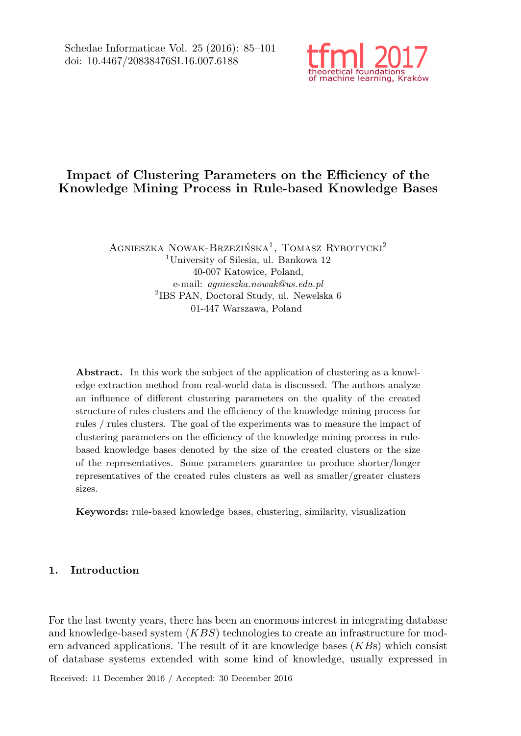# Impact of Clustering Parameters on the Efficiency of the Knowledge Mining Process in Rule-based Knowledge Bases

Agnieszka Nowak-Brzezińska[1], Tomasz Rybotycki[2]

[1]University of Silesia, ul. Bankowa 12
40-007 Katowice, Poland,
e-mail: *agnieszka.nowak@us.edu.pl*

[2]IBS PAN, Doctoral Study, ul. Newelska 6
01-447 Warszawa, Poland

**Abstract.** In this work the subject of the application of clustering as a knowledge extraction method from real-world data is discussed. The authors analyze an influence of different clustering parameters on the quality of the created structure of rules clusters and the efficiency of the knowledge mining process for rules / rules clusters. The goal of the experiments was to measure the impact of clustering parameters on the efficiency of the knowledge mining process in rule-based knowledge bases denoted by the size of the created clusters or the size of the representatives. Some parameters guarantee to produce shorter/longer representatives of the created rules clusters as well as smaller/greater clusters sizes.

**Keywords:** rule-based knowledge bases, clustering, similarity, visualization

## 1. Introduction

For the last twenty years, there has been an enormous interest in integrating database and knowledge-based system ($KBS$) technologies to create an infrastructure for modern advanced applications. The result of it are knowledge bases ($KB$s) which consist of database systems extended with some kind of knowledge, usually expressed in

Received: 11 December 2016 / Accepted: 30 December 2016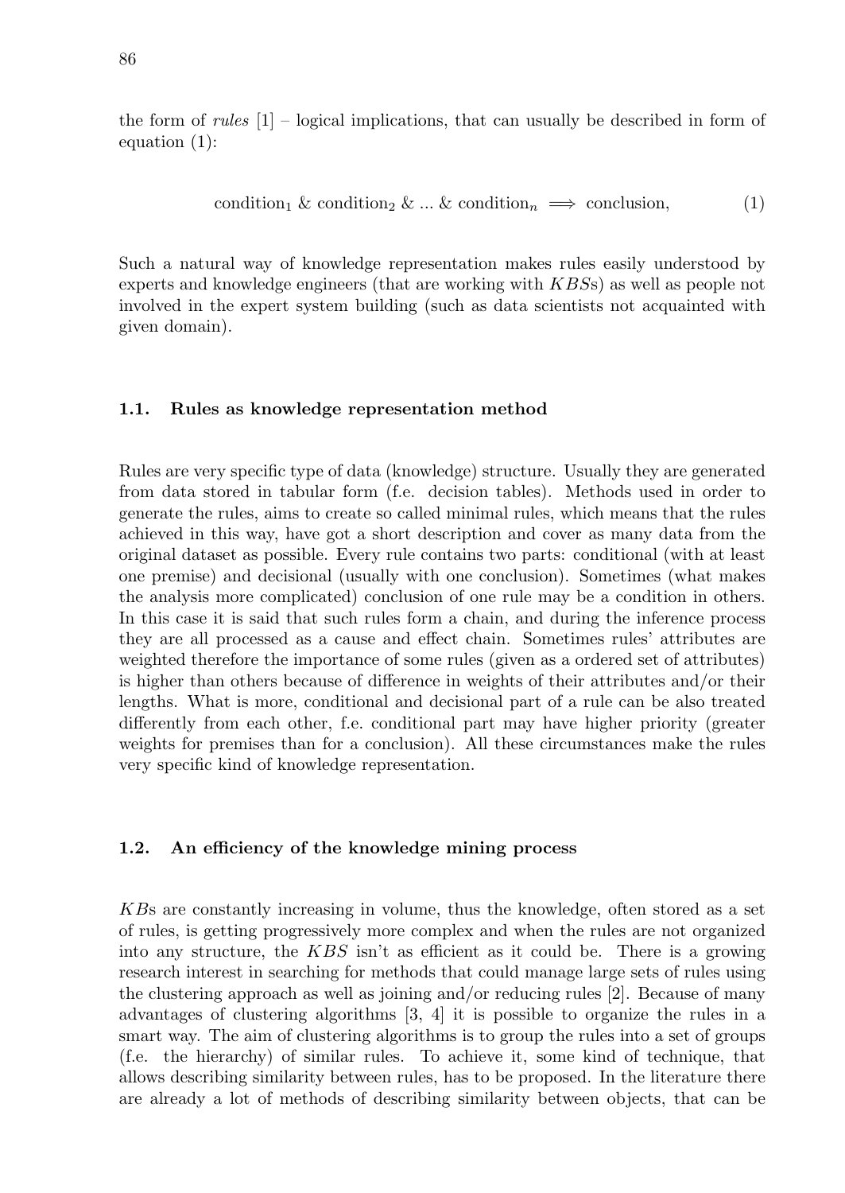the form of *rules* [1] – logical implications, that can usually be described in form of equation (1):

$$\text{condition}_1 \ \& \ \text{condition}_2 \ \& \ ... \ \& \ \text{condition}_n \implies \text{conclusion}, \tag{1}$$

Such a natural way of knowledge representation makes rules easily understood by experts and knowledge engineers (that are working with *KBS*s) as well as people not involved in the expert system building (such as data scientists not acquainted with given domain).

### 1.1. Rules as knowledge representation method

Rules are very specific type of data (knowledge) structure. Usually they are generated from data stored in tabular form (f.e. decision tables). Methods used in order to generate the rules, aims to create so called minimal rules, which means that the rules achieved in this way, have got a short description and cover as many data from the original dataset as possible. Every rule contains two parts: conditional (with at least one premise) and decisional (usually with one conclusion). Sometimes (what makes the analysis more complicated) conclusion of one rule may be a condition in others. In this case it is said that such rules form a chain, and during the inference process they are all processed as a cause and effect chain. Sometimes rules' attributes are weighted therefore the importance of some rules (given as a ordered set of attributes) is higher than others because of difference in weights of their attributes and/or their lengths. What is more, conditional and decisional part of a rule can be also treated differently from each other, f.e. conditional part may have higher priority (greater weights for premises than for a conclusion). All these circumstances make the rules very specific kind of knowledge representation.

### 1.2. An efficiency of the knowledge mining process

*KB*s are constantly increasing in volume, thus the knowledge, often stored as a set of rules, is getting progressively more complex and when the rules are not organized into any structure, the *KBS* isn't as efficient as it could be. There is a growing research interest in searching for methods that could manage large sets of rules using the clustering approach as well as joining and/or reducing rules [2]. Because of many advantages of clustering algorithms [3, 4] it is possible to organize the rules in a smart way. The aim of clustering algorithms is to group the rules into a set of groups (f.e. the hierarchy) of similar rules. To achieve it, some kind of technique, that allows describing similarity between rules, has to be proposed. In the literature there are already a lot of methods of describing similarity between objects, that can be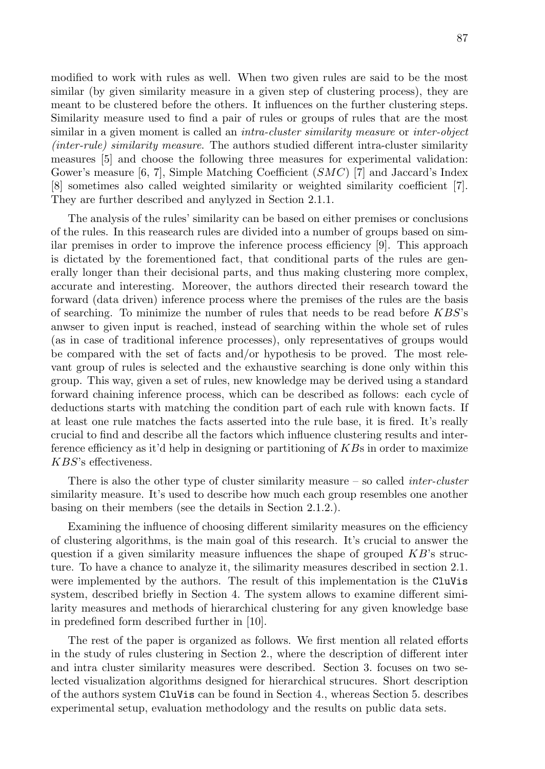modified to work with rules as well. When two given rules are said to be the most similar (by given similarity measure in a given step of clustering process), they are meant to be clustered before the others. It influences on the further clustering steps. Similarity measure used to find a pair of rules or groups of rules that are the most similar in a given moment is called an *intra-cluster similarity measure* or *inter-object (inter-rule) similarity measure*. The authors studied different intra-cluster similarity measures [5] and choose the following three measures for experimental validation: Gower's measure [6, 7], Simple Matching Coefficient ($SMC$) [7] and Jaccard's Index [8] sometimes also called weighted similarity or weighted similarity coefficient [7]. They are further described and anylyzed in Section 2.1.1.

The analysis of the rules' similarity can be based on either premises or conclusions of the rules. In this reasearch rules are divided into a number of groups based on similar premises in order to improve the inference process efficiency [9]. This approach is dictated by the forementioned fact, that conditional parts of the rules are generally longer than their decisional parts, and thus making clustering more complex, accurate and interesting. Moreover, the authors directed their research toward the forward (data driven) inference process where the premises of the rules are the basis of searching. To minimize the number of rules that needs to be read before $KBS$'s anwser to given input is reached, instead of searching within the whole set of rules (as in case of traditional inference processes), only representatives of groups would be compared with the set of facts and/or hypothesis to be proved. The most relevant group of rules is selected and the exhaustive searching is done only within this group. This way, given a set of rules, new knowledge may be derived using a standard forward chaining inference process, which can be described as follows: each cycle of deductions starts with matching the condition part of each rule with known facts. If at least one rule matches the facts asserted into the rule base, it is fired. It's really crucial to find and describe all the factors which influence clustering results and interference efficiency as it'd help in designing or partitioning of $KB$s in order to maximize $KBS$'s effectiveness.

There is also the other type of cluster similarity measure – so called *inter-cluster* similarity measure. It's used to describe how much each group resembles one another basing on their members (see the details in Section 2.1.2.).

Examining the influence of choosing different similarity measures on the efficiency of clustering algorithms, is the main goal of this research. It's crucial to answer the question if a given similarity measure influences the shape of grouped $KB$'s structure. To have a chance to analyze it, the silimarity measures described in section 2.1. were implemented by the authors. The result of this implementation is the `CluVis` system, described briefly in Section 4. The system allows to examine different similarity measures and methods of hierarchical clustering for any given knowledge base in predefined form described further in [10].

The rest of the paper is organized as follows. We first mention all related efforts in the study of rules clustering in Section 2., where the description of different inter and intra cluster similarity measures were described. Section 3. focuses on two selected visualization algorithms designed for hierarchical strucures. Short description of the authors system `CluVis` can be found in Section 4., whereas Section 5. describes experimental setup, evaluation methodology and the results on public data sets.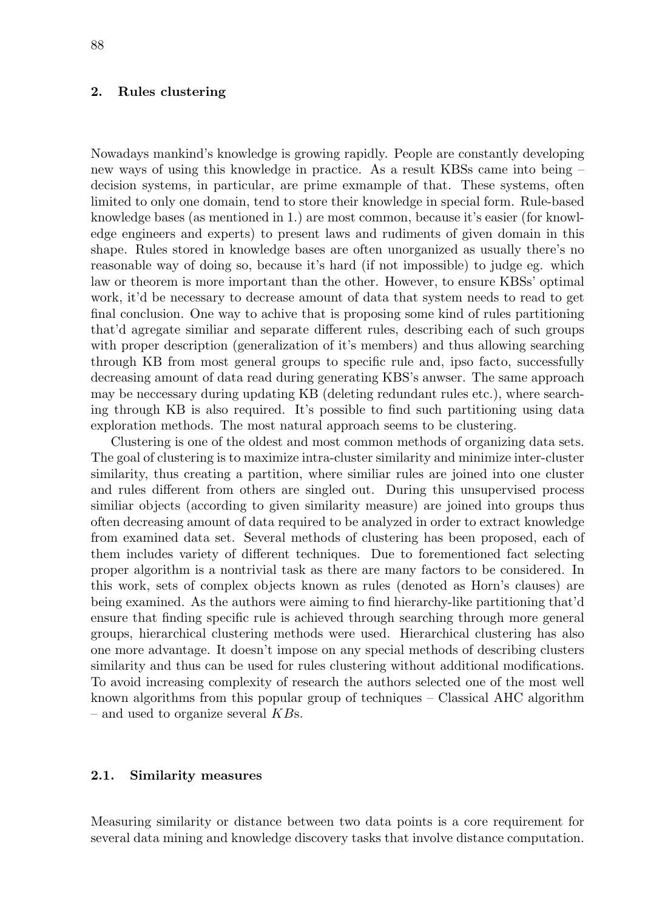## 2. Rules clustering

Nowadays mankind's knowledge is growing rapidly. People are constantly developing new ways of using this knowledge in practice. As a result KBSs came into being – decision systems, in particular, are prime exmample of that. These systems, often limited to only one domain, tend to store their knowledge in special form. Rule-based knowledge bases (as mentioned in 1.) are most common, because it's easier (for knowledge engineers and experts) to present laws and rudiments of given domain in this shape. Rules stored in knowledge bases are often unorganized as usually there's no reasonable way of doing so, because it's hard (if not impossible) to judge eg. which law or theorem is more important than the other. However, to ensure KBSs' optimal work, it'd be necessary to decrease amount of data that system needs to read to get final conclusion. One way to achive that is proposing some kind of rules partitioning that'd agregate similiar and separate different rules, describing each of such groups with proper description (generalization of it's members) and thus allowing searching through KB from most general groups to specific rule and, ipso facto, successfully decreasing amount of data read during generating KBS's anwser. The same approach may be neccessary during updating KB (deleting redundant rules etc.), where searching through KB is also required. It's possible to find such partitioning using data exploration methods. The most natural approach seems to be clustering.

Clustering is one of the oldest and most common methods of organizing data sets. The goal of clustering is to maximize intra-cluster similarity and minimize inter-cluster similarity, thus creating a partition, where similiar rules are joined into one cluster and rules different from others are singled out. During this unsupervised process similiar objects (according to given similarity measure) are joined into groups thus often decreasing amount of data required to be analyzed in order to extract knowledge from examined data set. Several methods of clustering has been proposed, each of them includes variety of different techniques. Due to forementioned fact selecting proper algorithm is a nontrivial task as there are many factors to be considered. In this work, sets of complex objects known as rules (denoted as Horn's clauses) are being examined. As the authors were aiming to find hierarchy-like partitioning that'd ensure that finding specific rule is achieved through searching through more general groups, hierarchical clustering methods were used. Hierarchical clustering has also one more advantage. It doesn't impose on any special methods of describing clusters similarity and thus can be used for rules clustering without additional modifications. To avoid increasing complexity of research the authors selected one of the most well known algorithms from this popular group of techniques – Classical AHC algorithm – and used to organize several *KB*s.

### 2.1. Similarity measures

Measuring similarity or distance between two data points is a core requirement for several data mining and knowledge discovery tasks that involve distance computation.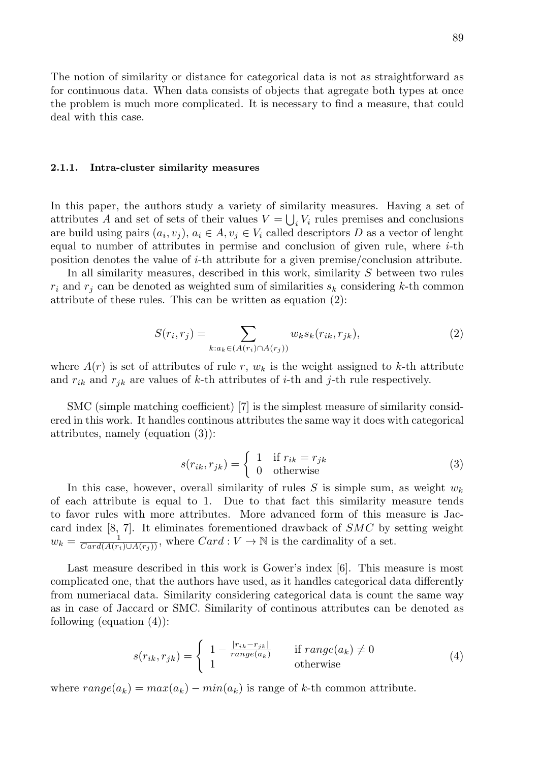The notion of similarity or distance for categorical data is not as straightforward as for continuous data. When data consists of objects that agregate both types at once the problem is much more complicated. It is necessary to find a measure, that could deal with this case.

#### 2.1.1. Intra-cluster similarity measures

In this paper, the authors study a variety of similarity measures. Having a set of attributes $A$ and set of sets of their values $V = \bigcup_i V_i$ rules premises and conclusions are build using pairs $(a_i, v_j)$, $a_i \in A, v_j \in V_i$ called descriptors $D$ as a vector of lenght equal to number of attributes in permise and conclusion of given rule, where $i$-th position denotes the value of $i$-th attribute for a given premise/conclusion attribute.

In all similarity measures, described in this work, similarity $S$ between two rules $r_i$ and $r_j$ can be denoted as weighted sum of similarities $s_k$ considering $k$-th common attribute of these rules. This can be written as equation (2):

$$S(r_i, r_j) = \sum_{k: a_k \in (A(r_i) \cap A(r_j))} w_k s_k(r_{ik}, r_{jk}), \tag{2}$$

where $A(r)$ is set of attributes of rule $r$, $w_k$ is the weight assigned to $k$-th attribute and $r_{ik}$ and $r_{jk}$ are values of $k$-th attributes of $i$-th and $j$-th rule respectively.

SMC (simple matching coefficient) [7] is the simplest measure of similarity considered in this work. It handles continous attributes the same way it does with categorical attributes, namely (equation (3)):

$$s(r_{ik}, r_{jk}) = \begin{cases} 1 & \text{if } r_{ik} = r_{jk} \\ 0 & \text{otherwise} \end{cases} \tag{3}$$

In this case, however, overall similarity of rules $S$ is simple sum, as weight $w_k$ of each attribute is equal to 1. Due to that fact this similarity measure tends to favor rules with more attributes. More advanced form of this measure is Jaccard index [8, 7]. It eliminates forementioned drawback of $SMC$ by setting weight $w_k = \frac{1}{Card(A(r_i) \cup A(r_j))}$, where $Card : V \to \mathbb{N}$ is the cardinality of a set.

Last measure described in this work is Gower's index [6]. This measure is most complicated one, that the authors have used, as it handles categorical data differently from numeriacal data. Similarity considering categorical data is count the same way as in case of Jaccard or SMC. Similarity of continous attributes can be denoted as following (equation (4)):

$$s(r_{ik}, r_{jk}) = \begin{cases} 1 - \frac{|r_{ik} - r_{jk}|}{range(a_k)} & \text{if } range(a_k) \neq 0 \\ 1 & \text{otherwise} \end{cases} \tag{4}$$

where $range(a_k) = max(a_k) - min(a_k)$ is range of $k$-th common attribute.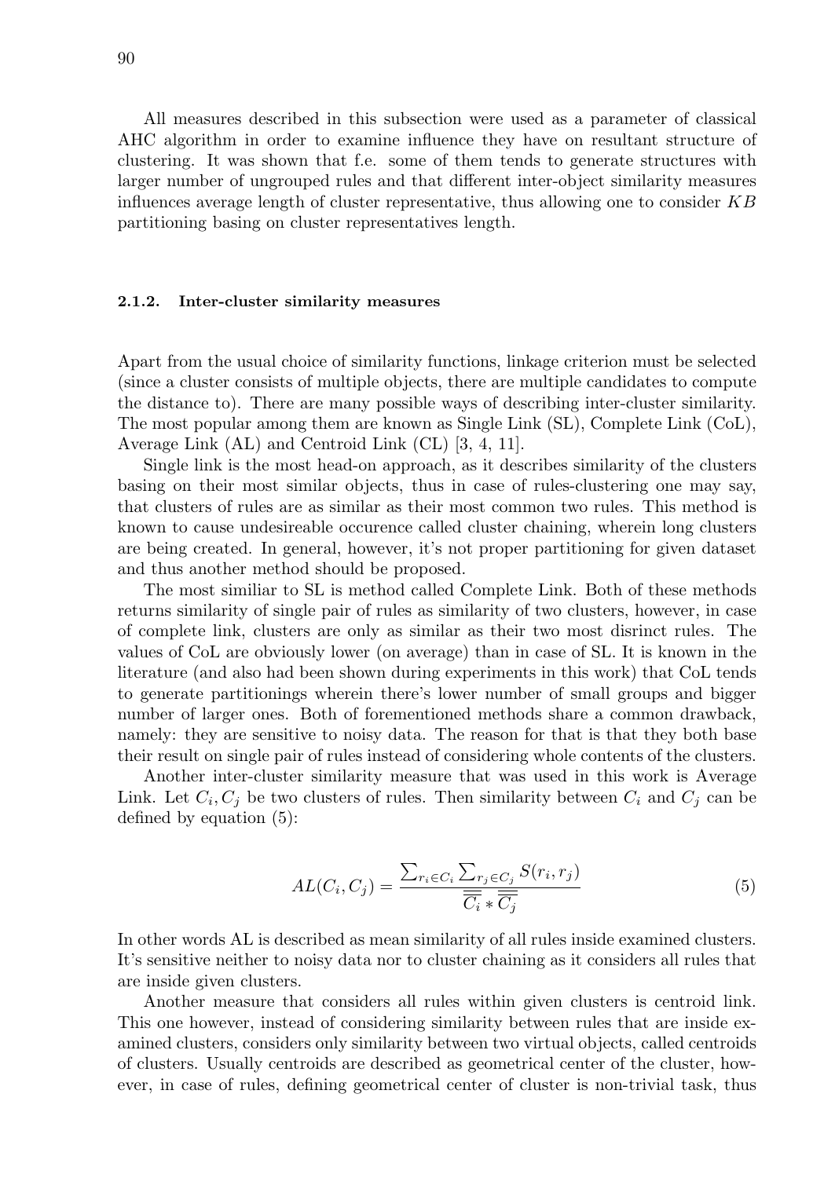All measures described in this subsection were used as a parameter of classical AHC algorithm in order to examine influence they have on resultant structure of clustering. It was shown that f.e. some of them tends to generate structures with larger number of ungrouped rules and that different inter-object similarity measures influences average length of cluster representative, thus allowing one to consider $KB$ partitioning basing on cluster representatives length.

#### 2.1.2. Inter-cluster similarity measures

Apart from the usual choice of similarity functions, linkage criterion must be selected (since a cluster consists of multiple objects, there are multiple candidates to compute the distance to). There are many possible ways of describing inter-cluster similarity. The most popular among them are known as Single Link (SL), Complete Link (CoL), Average Link (AL) and Centroid Link (CL) [3, 4, 11].

Single link is the most head-on approach, as it describes similarity of the clusters basing on their most similar objects, thus in case of rules-clustering one may say, that clusters of rules are as similar as their most common two rules. This method is known to cause undesireable occurence called cluster chaining, wherein long clusters are being created. In general, however, it's not proper partitioning for given dataset and thus another method should be proposed.

The most similiar to SL is method called Complete Link. Both of these methods returns similarity of single pair of rules as similarity of two clusters, however, in case of complete link, clusters are only as similar as their two most disrinct rules. The values of CoL are obviously lower (on average) than in case of SL. It is known in the literature (and also had been shown during experiments in this work) that CoL tends to generate partitionings wherein there's lower number of small groups and bigger number of larger ones. Both of forementioned methods share a common drawback, namely: they are sensitive to noisy data. The reason for that is that they both base their result on single pair of rules instead of considering whole contents of the clusters.

Another inter-cluster similarity measure that was used in this work is Average Link. Let $C_i, C_j$ be two clusters of rules. Then similarity between $C_i$ and $C_j$ can be defined by equation (5):

$$AL(C_i, C_j) = \frac{\sum_{r_i \in C_i} \sum_{r_j \in C_j} S(r_i, r_j)}{\overline{\overline{C_i}} * \overline{\overline{C_j}}} \tag{5}$$

In other words AL is described as mean similarity of all rules inside examined clusters. It's sensitive neither to noisy data nor to cluster chaining as it considers all rules that are inside given clusters.

Another measure that considers all rules within given clusters is centroid link. This one however, instead of considering similarity between rules that are inside examined clusters, considers only similarity between two virtual objects, called centroids of clusters. Usually centroids are described as geometrical center of the cluster, however, in case of rules, defining geometrical center of cluster is non-trivial task, thus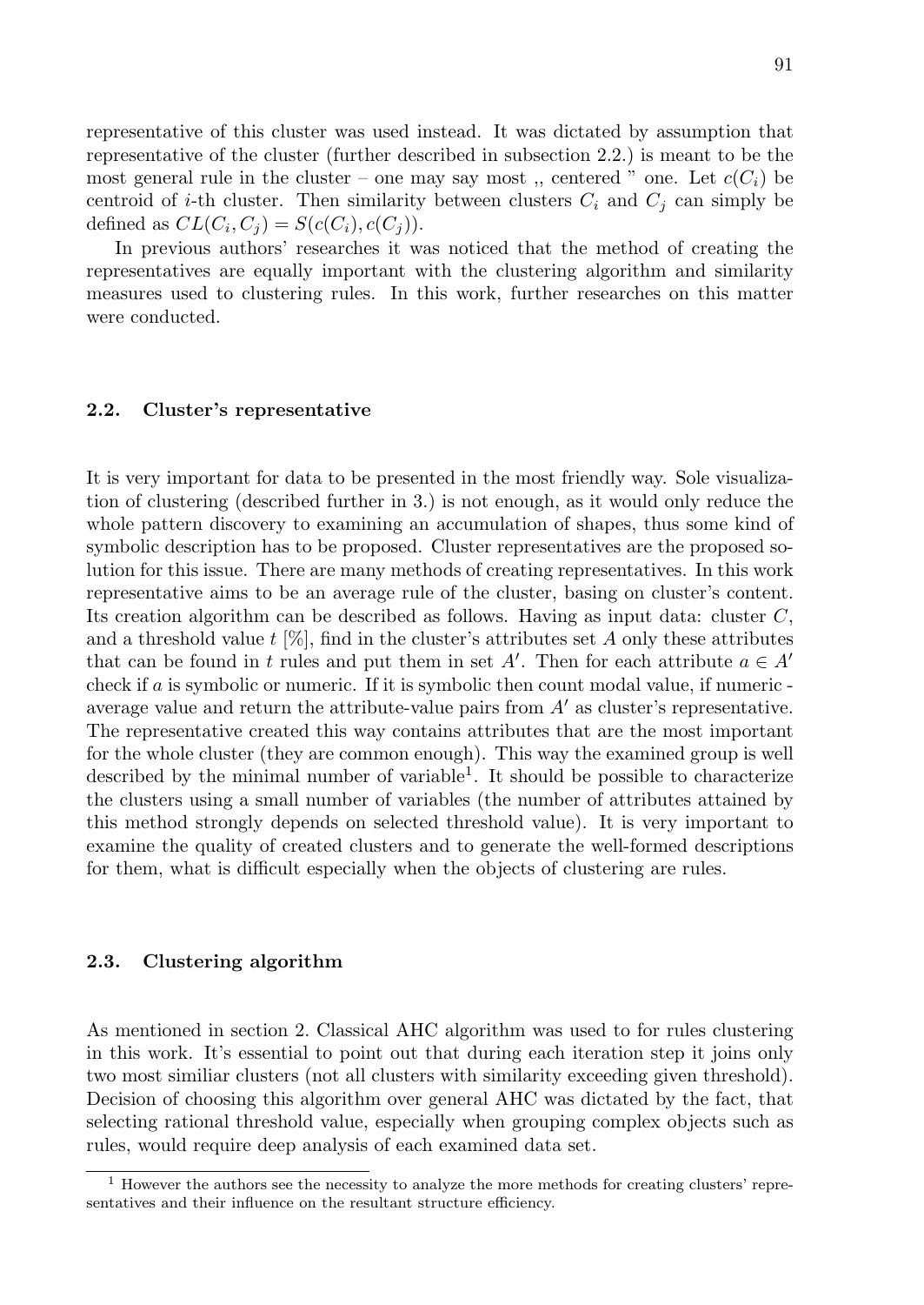representative of this cluster was used instead. It was dictated by assumption that representative of the cluster (further described in subsection 2.2.) is meant to be the most general rule in the cluster – one may say most ,, centered " one. Let $c(C_i)$ be centroid of $i$-th cluster. Then similarity between clusters $C_i$ and $C_j$ can simply be defined as $CL(C_i, C_j) = S(c(C_i), c(C_j))$.

In previous authors' researches it was noticed that the method of creating the representatives are equally important with the clustering algorithm and similarity measures used to clustering rules. In this work, further researches on this matter were conducted.

### 2.2. Cluster's representative

It is very important for data to be presented in the most friendly way. Sole visualization of clustering (described further in 3.) is not enough, as it would only reduce the whole pattern discovery to examining an accumulation of shapes, thus some kind of symbolic description has to be proposed. Cluster representatives are the proposed solution for this issue. There are many methods of creating representatives. In this work representative aims to be an average rule of the cluster, basing on cluster's content. Its creation algorithm can be described as follows. Having as input data: cluster $C$, and a threshold value $t$ [%], find in the cluster's attributes set $A$ only these attributes that can be found in $t$ rules and put them in set $A'$. Then for each attribute $a \in A'$ check if $a$ is symbolic or numeric. If it is symbolic then count modal value, if numeric - average value and return the attribute-value pairs from $A'$ as cluster's representative. The representative created this way contains attributes that are the most important for the whole cluster (they are common enough). This way the examined group is well described by the minimal number of variable[1]. It should be possible to characterize the clusters using a small number of variables (the number of attributes attained by this method strongly depends on selected threshold value). It is very important to examine the quality of created clusters and to generate the well-formed descriptions for them, what is difficult especially when the objects of clustering are rules.

### 2.3. Clustering algorithm

As mentioned in section 2. Classical AHC algorithm was used to for rules clustering in this work. It's essential to point out that during each iteration step it joins only two most similiar clusters (not all clusters with similarity exceeding given threshold). Decision of choosing this algorithm over general AHC was dictated by the fact, that selecting rational threshold value, especially when grouping complex objects such as rules, would require deep analysis of each examined data set.

[1] However the authors see the necessity to analyze the more methods for creating clusters' representatives and their influence on the resultant structure efficiency.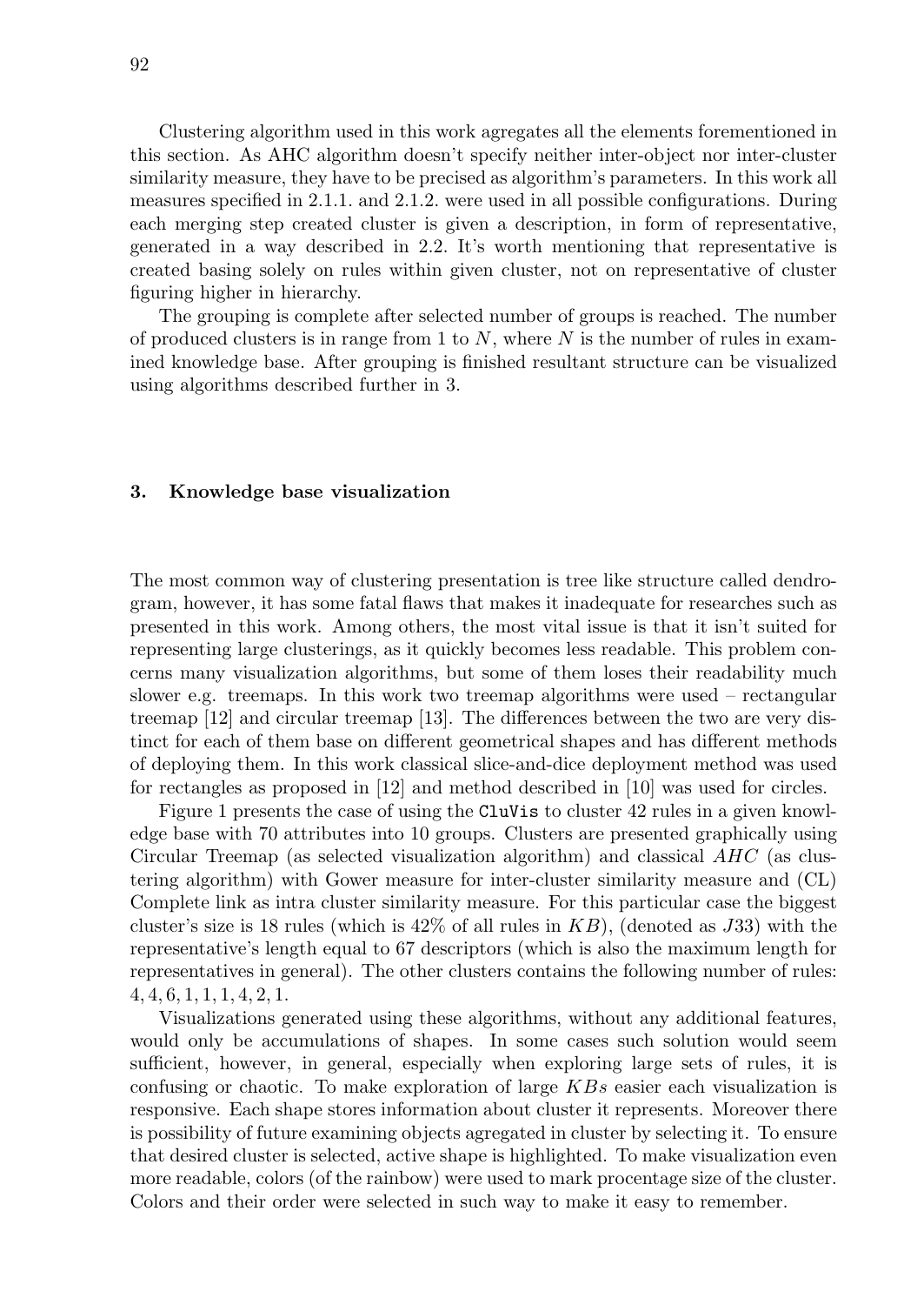Clustering algorithm used in this work agregates all the elements forementioned in this section. As AHC algorithm doesn't specify neither inter-object nor inter-cluster similarity measure, they have to be precised as algorithm's parameters. In this work all measures specified in 2.1.1. and 2.1.2. were used in all possible configurations. During each merging step created cluster is given a description, in form of representative, generated in a way described in 2.2. It's worth mentioning that representative is created basing solely on rules within given cluster, not on representative of cluster figuring higher in hierarchy.

The grouping is complete after selected number of groups is reached. The number of produced clusters is in range from 1 to $N$, where $N$ is the number of rules in examined knowledge base. After grouping is finished resultant structure can be visualized using algorithms described further in 3.

## 3. Knowledge base visualization

The most common way of clustering presentation is tree like structure called dendrogram, however, it has some fatal flaws that makes it inadequate for researches such as presented in this work. Among others, the most vital issue is that it isn't suited for representing large clusterings, as it quickly becomes less readable. This problem concerns many visualization algorithms, but some of them loses their readability much slower e.g. treemaps. In this work two treemap algorithms were used – rectangular treemap [12] and circular treemap [13]. The differences between the two are very distinct for each of them base on different geometrical shapes and has different methods of deploying them. In this work classical slice-and-dice deployment method was used for rectangles as proposed in [12] and method described in [10] was used for circles.

Figure 1 presents the case of using the `CluVis` to cluster 42 rules in a given knowledge base with 70 attributes into 10 groups. Clusters are presented graphically using Circular Treemap (as selected visualization algorithm) and classical $AHC$ (as clustering algorithm) with Gower measure for inter-cluster similarity measure and (CL) Complete link as intra cluster similarity measure. For this particular case the biggest cluster's size is 18 rules (which is 42% of all rules in $KB$), (denoted as $J33$) with the representative's length equal to 67 descriptors (which is also the maximum length for representatives in general). The other clusters contains the following number of rules: $4, 4, 6, 1, 1, 1, 4, 2, 1$.

Visualizations generated using these algorithms, without any additional features, would only be accumulations of shapes. In some cases such solution would seem sufficient, however, in general, especially when exploring large sets of rules, it is confusing or chaotic. To make exploration of large $KBs$ easier each visualization is responsive. Each shape stores information about cluster it represents. Moreover there is possibility of future examining objects agregated in cluster by selecting it. To ensure that desired cluster is selected, active shape is highlighted. To make visualization even more readable, colors (of the rainbow) were used to mark procentage size of the cluster. Colors and their order were selected in such way to make it easy to remember.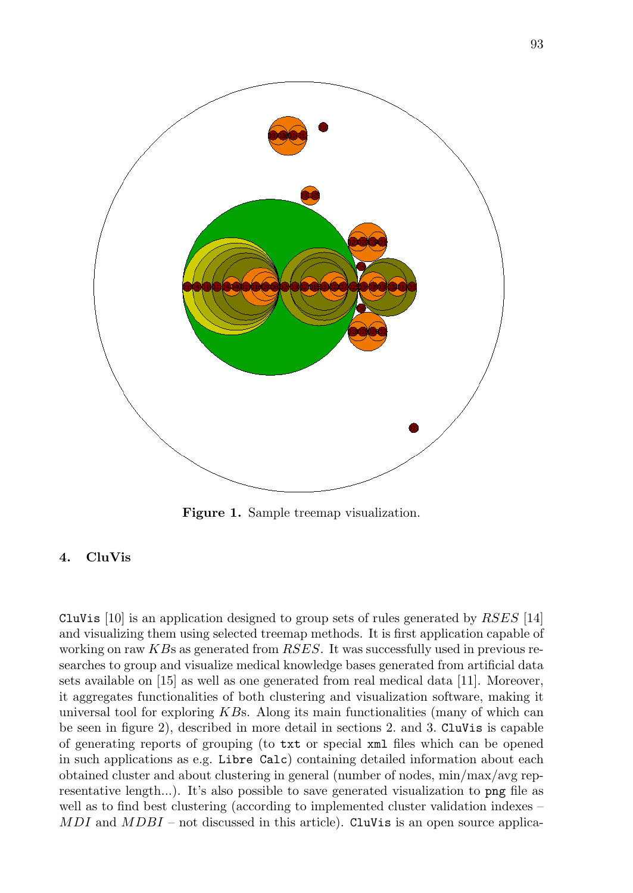Figure 1. Sample treemap visualization.

## 4. CluVis

`CluVis` [10] is an application designed to group sets of rules generated by *RSES* [14] and visualizing them using selected treemap methods. It is first application capable of working on raw *KB*s as generated from *RSES*. It was successfully used in previous researches to group and visualize medical knowledge bases generated from artificial data sets available on [15] as well as one generated from real medical data [11]. Moreover, it aggregates functionalities of both clustering and visualization software, making it universal tool for exploring *KB*s. Along its main functionalities (many of which can be seen in figure 2), described in more detail in sections 2. and 3. `CluVis` is capable of generating reports of grouping (to `txt` or special `xml` files which can be opened in such applications as e.g. `Libre Calc`) containing detailed information about each obtained cluster and about clustering in general (number of nodes, min/max/avg representative length...). It's also possible to save generated visualization to `png` file as well as to find best clustering (according to implemented cluster validation indexes – *MDI* and *MDBI* – not discussed in this article). `CluVis` is an open source applica-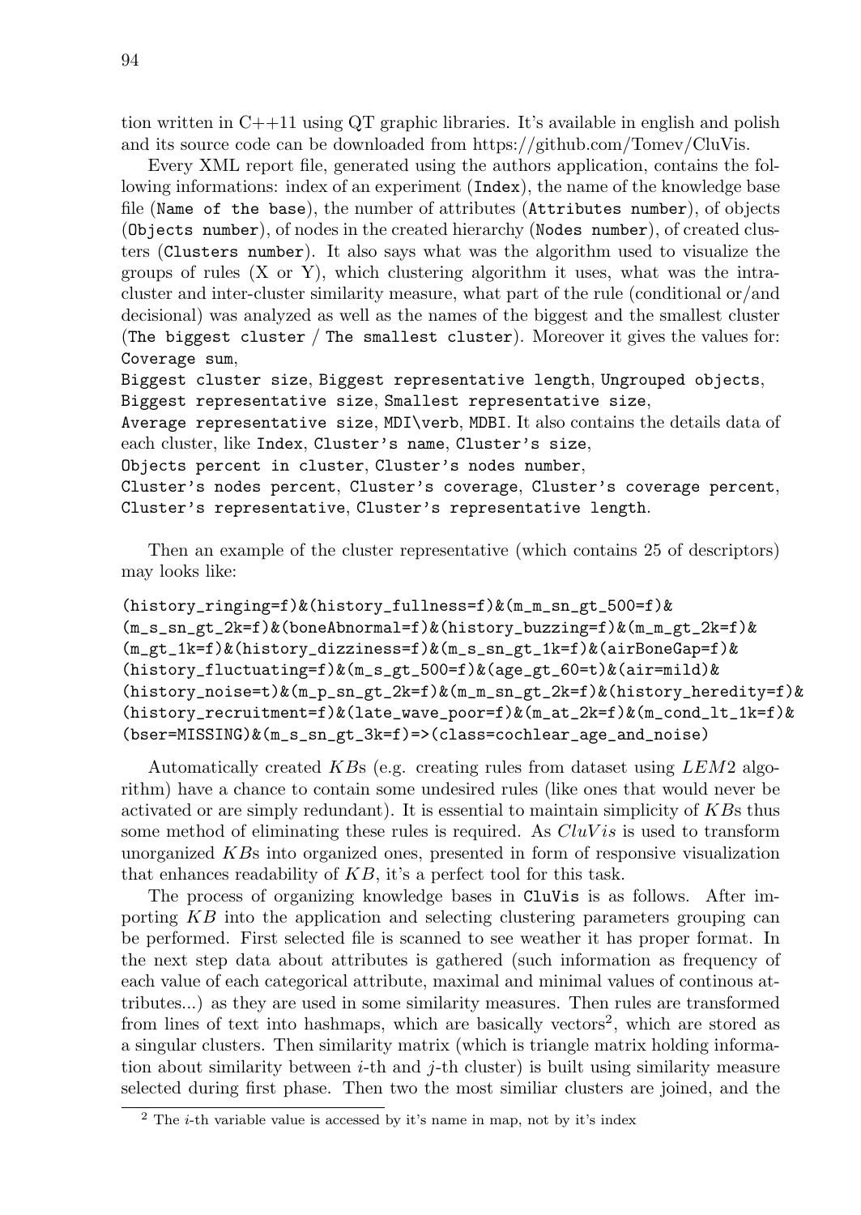tion written in C++11 using QT graphic libraries. It's available in english and polish and its source code can be downloaded from https://github.com/Tomev/CluVis.

Every XML report file, generated using the authors application, contains the following informations: index of an experiment (`Index`), the name of the knowledge base file (`Name of the base`), the number of attributes (`Attributes number`), of objects (`Objects number`), of nodes in the created hierarchy (`Nodes number`), of created clusters (`Clusters number`). It also says what was the algorithm used to visualize the groups of rules (X or Y), which clustering algorithm it uses, what was the intra-cluster and inter-cluster similarity measure, what part of the rule (conditional or/and decisional) was analyzed as well as the names of the biggest and the smallest cluster (`The biggest cluster` / `The smallest cluster`). Moreover it gives the values for: `Coverage sum`, `Biggest cluster size`, `Biggest representative length`, `Ungrouped objects`, `Biggest representative size`, `Smallest representative size`, `Average representative size`, `MDI\verb`, `MDBI`. It also contains the details data of each cluster, like `Index`, `Cluster's name`, `Cluster's size`, `Objects percent in cluster`, `Cluster's nodes number`, `Cluster's nodes percent`, `Cluster's coverage`, `Cluster's coverage percent`, `Cluster's representative`, `Cluster's representative length`.

Then an example of the cluster representative (which contains 25 of descriptors) may looks like:

```
(history_ringing=f)&(history_fullness=f)&(m_m_sn_gt_500=f)&
(m_s_sn_gt_2k=f)&(boneAbnormal=f)&(history_buzzing=f)&(m_m_gt_2k=f)&
(m_gt_1k=f)&(history_dizziness=f)&(m_s_sn_gt_1k=f)&(airBoneGap=f)&
(history_fluctuating=f)&(m_s_gt_500=f)&(age_gt_60=t)&(air=mild)&
(history_noise=t)&(m_p_sn_gt_2k=f)&(m_m_sn_gt_2k=f)&(history_heredity=f)&
(history_recruitment=f)&(late_wave_poor=f)&(m_at_2k=f)&(m_cond_lt_1k=f)&
(bser=MISSING)&(m_s_sn_gt_3k=f)=>(class=cochlear_age_and_noise)
```

Automatically created $KB$s (e.g. creating rules from dataset using $LEM2$ algorithm) have a chance to contain some undesired rules (like ones that would never be activated or are simply redundant). It is essential to maintain simplicity of $KB$s thus some method of eliminating these rules is required. As $CluVis$ is used to transform unorganized $KB$s into organized ones, presented in form of responsive visualization that enhances readability of $KB$, it's a perfect tool for this task.

The process of organizing knowledge bases in `CluVis` is as follows. After importing $KB$ into the application and selecting clustering parameters grouping can be performed. First selected file is scanned to see weather it has proper format. In the next step data about attributes is gathered (such information as frequency of each value of each categorical attribute, maximal and minimal values of continous attributes...) as they are used in some similarity measures. Then rules are transformed from lines of text into hashmaps, which are basically vectors[2], which are stored as a singular clusters. Then similarity matrix (which is triangle matrix holding information about similarity between $i$-th and $j$-th cluster) is built using similarity measure selected during first phase. Then two the most similiar clusters are joined, and the

[2] The $i$-th variable value is accessed by it's name in map, not by it's index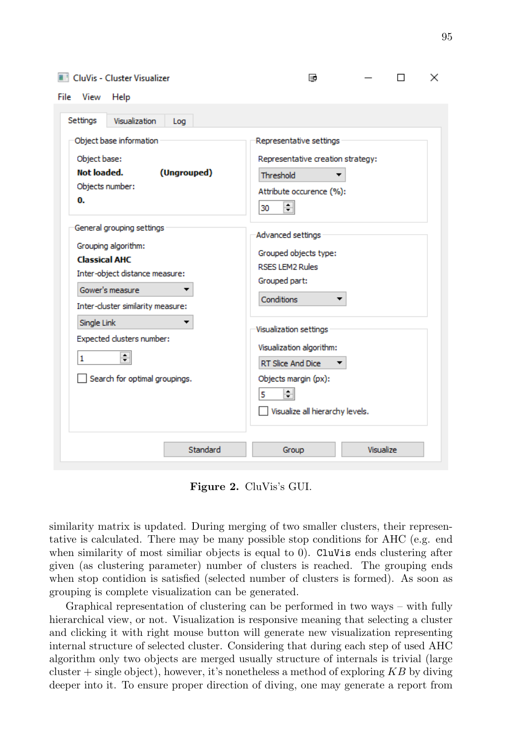**Figure 2.** CluVis's GUI.

similarity matrix is updated. During merging of two smaller clusters, their representative is calculated. There may be many possible stop conditions for AHC (e.g. end when similarity of most similiar objects is equal to 0). `CluVis` ends clustering after given (as clustering parameter) number of clusters is reached. The grouping ends when stop contidion is satisfied (selected number of clusters is formed). As soon as grouping is complete visualization can be generated.

Graphical representation of clustering can be performed in two ways – with fully hierarchical view, or not. Visualization is responsive meaning that selecting a cluster and clicking it with right mouse button will generate new visualization representing internal structure of selected cluster. Considering that during each step of used AHC algorithm only two objects are merged usually structure of internals is trivial (large cluster + single object), however, it's nonetheless a method of exploring $KB$ by diving deeper into it. To ensure proper direction of diving, one may generate a report from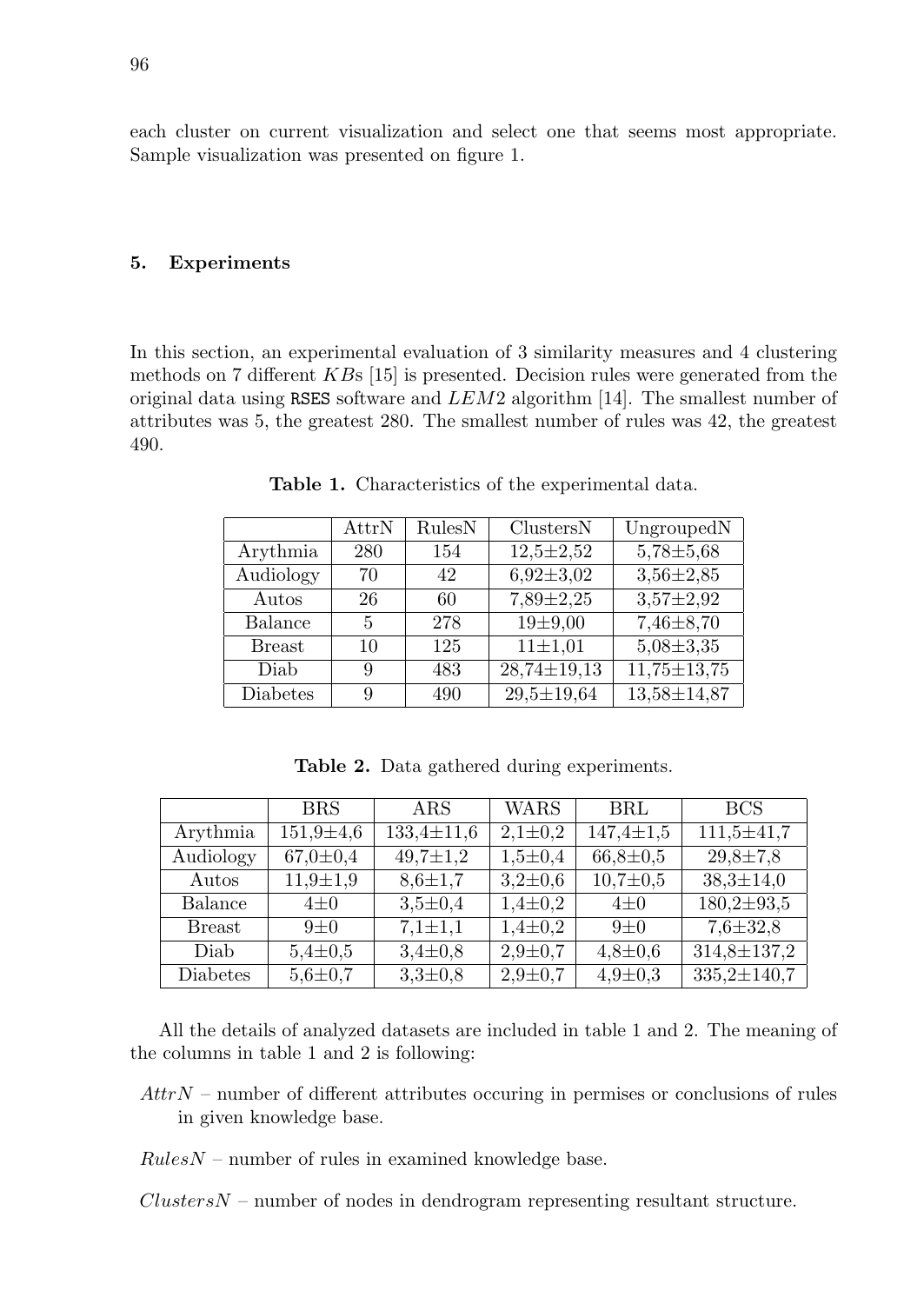each cluster on current visualization and select one that seems most appropriate. Sample visualization was presented on figure 1.

## 5. Experiments

In this section, an experimental evaluation of 3 similarity measures and 4 clustering methods on 7 different $KB$s [15] is presented. Decision rules were generated from the original data using `RSES` software and $LEM2$ algorithm [14]. The smallest number of attributes was 5, the greatest 280. The smallest number of rules was 42, the greatest 490.

**Table 1.** Characteristics of the experimental data.

| | AttrN | RulesN | ClustersN | UngroupedN |
|---|---|---|---|---|
| Arythmia | 280 | 154 | 12,5±2,52 | 5,78±5,68 |
| Audiology | 70 | 42 | 6,92±3,02 | 3,56±2,85 |
| Autos | 26 | 60 | 7,89±2,25 | 3,57±2,92 |
| Balance | 5 | 278 | 19±9,00 | 7,46±8,70 |
| Breast | 10 | 125 | 11±1,01 | 5,08±3,35 |
| Diab | 9 | 483 | 28,74±19,13 | 11,75±13,75 |
| Diabetes | 9 | 490 | 29,5±19,64 | 13,58±14,87 |

**Table 2.** Data gathered during experiments.

| | BRS | ARS | WARS | BRL | BCS |
|---|---|---|---|---|---|
| Arythmia | 151,9±4,6 | 133,4±11,6 | 2,1±0,2 | 147,4±1,5 | 111,5±41,7 |
| Audiology | 67,0±0,4 | 49,7±1,2 | 1,5±0,4 | 66,8±0,5 | 29,8±7,8 |
| Autos | 11,9±1,9 | 8,6±1,7 | 3,2±0,6 | 10,7±0,5 | 38,3±14,0 |
| Balance | 4±0 | 3,5±0,4 | 1,4±0,2 | 4±0 | 180,2±93,5 |
| Breast | 9±0 | 7,1±1,1 | 1,4±0,2 | 9±0 | 7,6±32,8 |
| Diab | 5,4±0,5 | 3,4±0,8 | 2,9±0,7 | 4,8±0,6 | 314,8±137,2 |
| Diabetes | 5,6±0,7 | 3,3±0,8 | 2,9±0,7 | 4,9±0,3 | 335,2±140,7 |

All the details of analyzed datasets are included in table 1 and 2. The meaning of the columns in table 1 and 2 is following:

- *AttrN* – number of different attributes occuring in permises or conclusions of rules in given knowledge base.
- *RulesN* – number of rules in examined knowledge base.
- *ClustersN* – number of nodes in dendrogram representing resultant structure.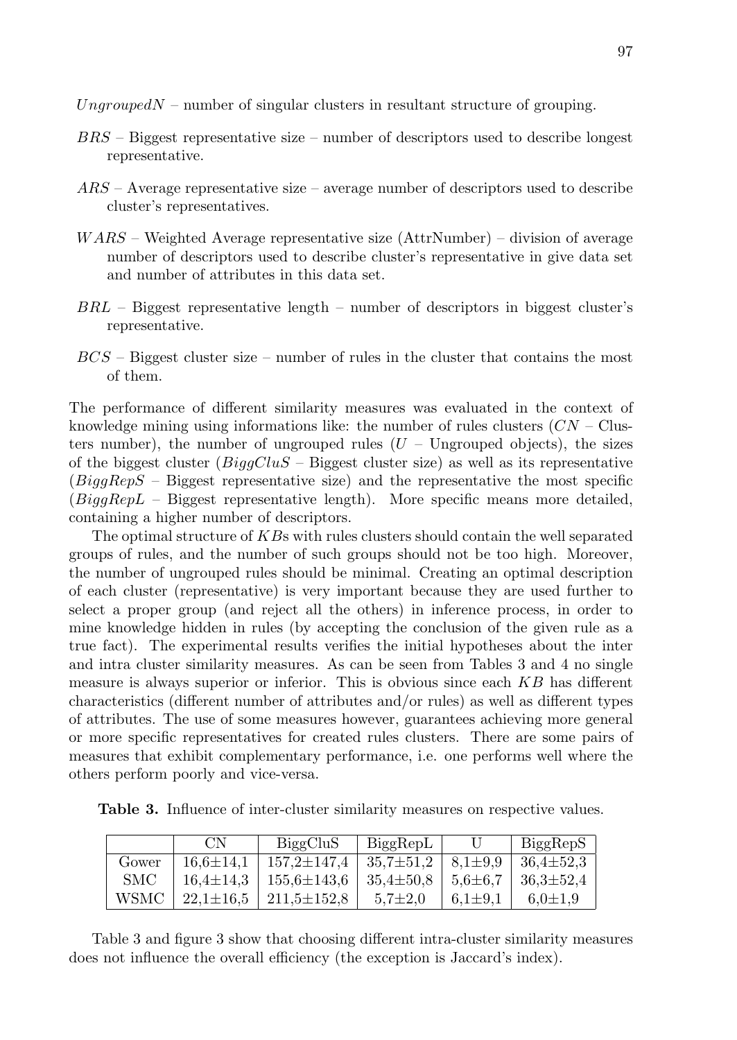$UngroupedN$ – number of singular clusters in resultant structure of grouping.

$BRS$ – Biggest representative size – number of descriptors used to describe longest representative.

$ARS$ – Average representative size – average number of descriptors used to describe cluster's representatives.

$WARS$ – Weighted Average representative size (AttrNumber) – division of average number of descriptors used to describe cluster's representative in give data set and number of attributes in this data set.

$BRL$ – Biggest representative length – number of descriptors in biggest cluster's representative.

$BCS$ – Biggest cluster size – number of rules in the cluster that contains the most of them.

The performance of different similarity measures was evaluated in the context of knowledge mining using informations like: the number of rules clusters ($CN$ – Clusters number), the number of ungrouped rules ($U$ – Ungrouped objects), the sizes of the biggest cluster ($BiggCluS$ – Biggest cluster size) as well as its representative ($BiggRepS$ – Biggest representative size) and the representative the most specific ($BiggRepL$ – Biggest representative length). More specific means more detailed, containing a higher number of descriptors.

The optimal structure of $KB$s with rules clusters should contain the well separated groups of rules, and the number of such groups should not be too high. Moreover, the number of ungrouped rules should be minimal. Creating an optimal description of each cluster (representative) is very important because they are used further to select a proper group (and reject all the others) in inference process, in order to mine knowledge hidden in rules (by accepting the conclusion of the given rule as a true fact). The experimental results verifies the initial hypotheses about the inter and intra cluster similarity measures. As can be seen from Tables 3 and 4 no single measure is always superior or inferior. This is obvious since each $KB$ has different characteristics (different number of attributes and/or rules) as well as different types of attributes. The use of some measures however, guarantees achieving more general or more specific representatives for created rules clusters. There are some pairs of measures that exhibit complementary performance, i.e. one performs well where the others perform poorly and vice-versa.

**Table 3.** Influence of inter-cluster similarity measures on respective values.

| | CN | BiggCluS | BiggRepL | U | BiggRepS |
|---|---|---|---|---|---|
| Gower | 16,6±14,1 | 157,2±147,4 | 35,7±51,2 | 8,1±9,9 | 36,4±52,3 |
| SMC | 16,4±14,3 | 155,6±143,6 | 35,4±50,8 | 5,6±6,7 | 36,3±52,4 |
| WSMC | 22,1±16,5 | 211,5±152,8 | 5,7±2,0 | 6,1±9,1 | 6,0±1,9 |

Table 3 and figure 3 show that choosing different intra-cluster similarity measures does not influence the overall efficiency (the exception is Jaccard's index).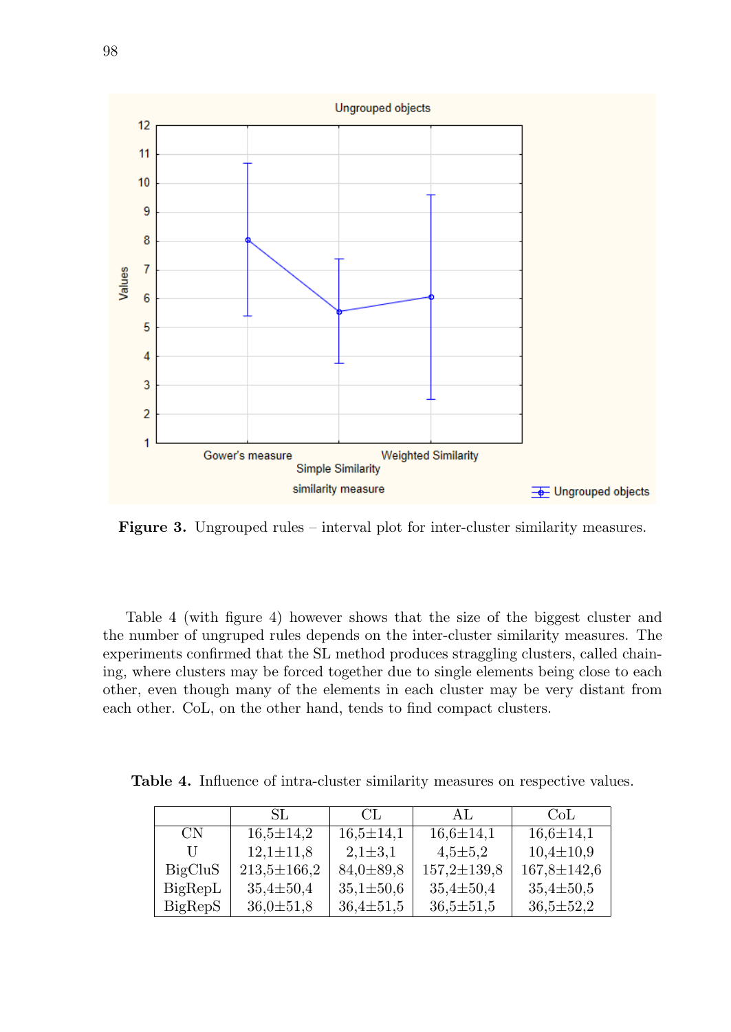**Figure 3.** Ungrouped rules – interval plot for inter-cluster similarity measures.

Table 4 (with figure 4) however shows that the size of the biggest cluster and the number of ungruped rules depends on the inter-cluster similarity measures. The experiments confirmed that the SL method produces straggling clusters, called chaining, where clusters may be forced together due to single elements being close to each other, even though many of the elements in each cluster may be very distant from each other. CoL, on the other hand, tends to find compact clusters.

**Table 4.** Influence of intra-cluster similarity measures on respective values.

| | SL | CL | AL | CoL |
|---|---|---|---|---|
| CN | 16,5±14,2 | 16,5±14,1 | 16,6±14,1 | 16,6±14,1 |
| U | 12,1±11,8 | 2,1±3,1 | 4,5±5,2 | 10,4±10,9 |
| BigCluS | 213,5±166,2 | 84,0±89,8 | 157,2±139,8 | 167,8±142,6 |
| BigRepL | 35,4±50,4 | 35,1±50,6 | 35,4±50,4 | 35,4±50,5 |
| BigRepS | 36,0±51,8 | 36,4±51,5 | 36,5±51,5 | 36,5±52,2 |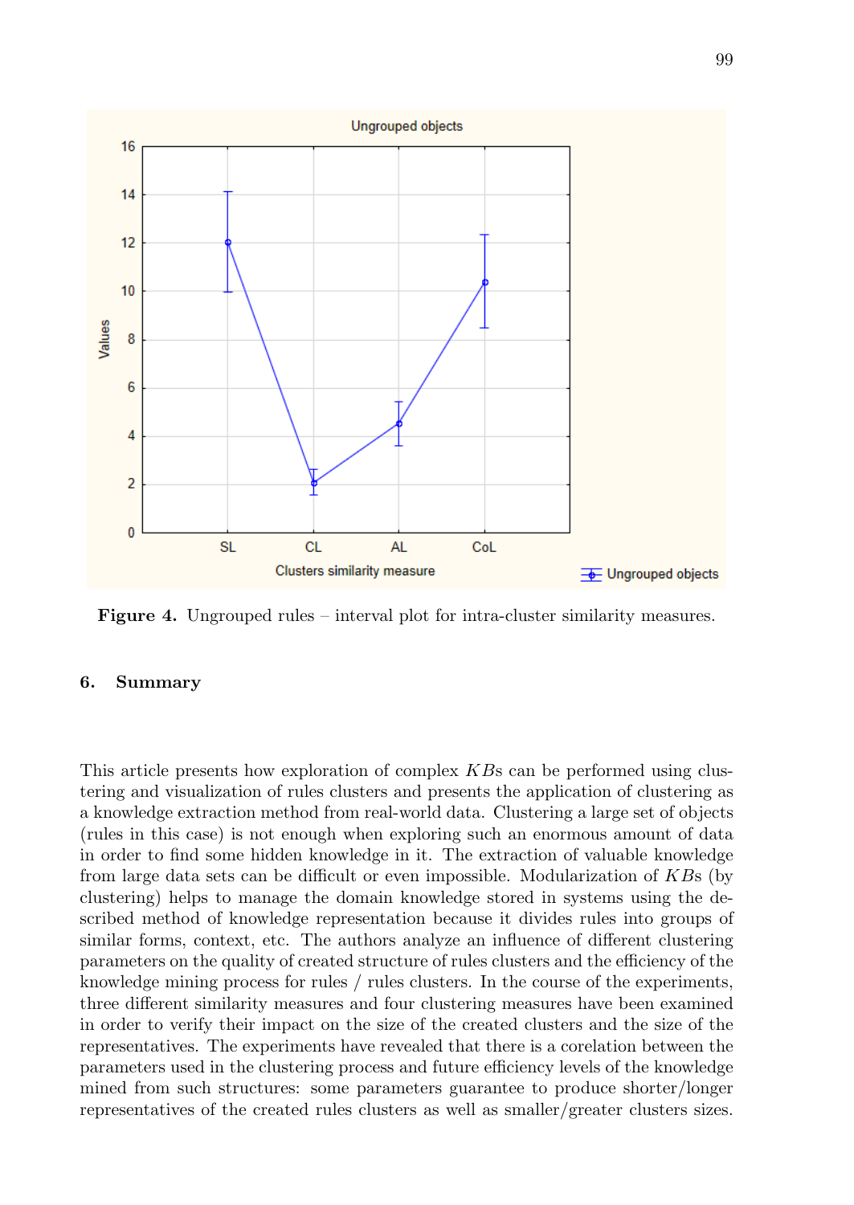**Figure 4.** Ungrouped rules – interval plot for intra-cluster similarity measures.

## 6. Summary

This article presents how exploration of complex $KB$s can be performed using clustering and visualization of rules clusters and presents the application of clustering as a knowledge extraction method from real-world data. Clustering a large set of objects (rules in this case) is not enough when exploring such an enormous amount of data in order to find some hidden knowledge in it. The extraction of valuable knowledge from large data sets can be difficult or even impossible. Modularization of $KB$s (by clustering) helps to manage the domain knowledge stored in systems using the described method of knowledge representation because it divides rules into groups of similar forms, context, etc. The authors analyze an influence of different clustering parameters on the quality of created structure of rules clusters and the efficiency of the knowledge mining process for rules / rules clusters. In the course of the experiments, three different similarity measures and four clustering measures have been examined in order to verify their impact on the size of the created clusters and the size of the representatives. The experiments have revealed that there is a corelation between the parameters used in the clustering process and future efficiency levels of the knowledge mined from such structures: some parameters guarantee to produce shorter/longer representatives of the created rules clusters as well as smaller/greater clusters sizes.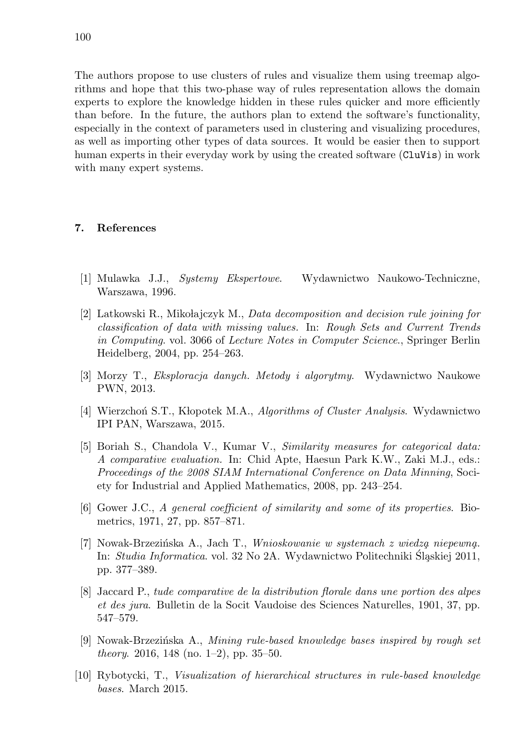The authors propose to use clusters of rules and visualize them using treemap algorithms and hope that this two-phase way of rules representation allows the domain experts to explore the knowledge hidden in these rules quicker and more efficiently than before. In the future, the authors plan to extend the software's functionality, especially in the context of parameters used in clustering and visualizing procedures, as well as importing other types of data sources. It would be easier then to support human experts in their everyday work by using the created software (`CluVis`) in work with many expert systems.

## 7. References

[1] Mulawka J.J., *Systemy Ekspertowe*. Wydawnictwo Naukowo-Techniczne, Warszawa, 1996.

[2] Latkowski R., Mikołajczyk M., *Data decomposition and decision rule joining for classification of data with missing values.* In: *Rough Sets and Current Trends in Computing*. vol. 3066 of *Lecture Notes in Computer Science.*, Springer Berlin Heidelberg, 2004, pp. 254–263.

[3] Morzy T., *Eksploracja danych. Metody i algorytmy.* Wydawnictwo Naukowe PWN, 2013.

[4] Wierzchoń S.T., Kłopotek M.A., *Algorithms of Cluster Analysis*. Wydawnictwo IPI PAN, Warszawa, 2015.

[5] Boriah S., Chandola V., Kumar V., *Similarity measures for categorical data: A comparative evaluation.* In: Chid Apte, Haesun Park K.W., Zaki M.J., eds.: *Proceedings of the 2008 SIAM International Conference on Data Minning*, Society for Industrial and Applied Mathematics, 2008, pp. 243–254.

[6] Gower J.C., *A general coefficient of similarity and some of its properties.* Biometrics, 1971, 27, pp. 857–871.

[7] Nowak-Brzezińska A., Jach T., *Wnioskowanie w systemach z wiedzą niepewną.* In: *Studia Informatica*. vol. 32 No 2A. Wydawnictwo Politechniki Śląskiej 2011, pp. 377–389.

[8] Jaccard P., *tude comparative de la distribution florale dans une portion des alpes et des jura*. Bulletin de la Socit Vaudoise des Sciences Naturelles, 1901, 37, pp. 547–579.

[9] Nowak-Brzezińska A., *Mining rule-based knowledge bases inspired by rough set theory.* 2016, 148 (no. 1–2), pp. 35–50.

[10] Rybotycki, T., *Visualization of hierarchical structures in rule-based knowledge bases.* March 2015.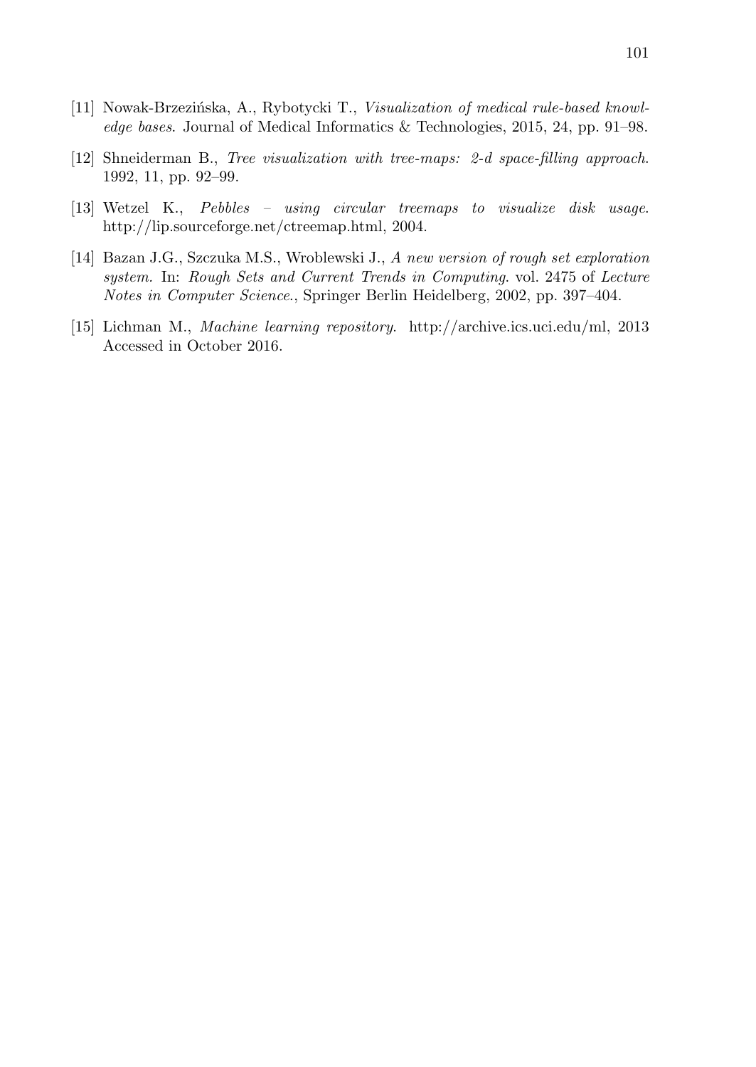[11] Nowak-Brzezińska, A., Rybotycki T., *Visualization of medical rule-based knowledge bases*. Journal of Medical Informatics & Technologies, 2015, 24, pp. 91–98.

[12] Shneiderman B., *Tree visualization with tree-maps: 2-d space-filling approach*. 1992, 11, pp. 92–99.

[13] Wetzel K., *Pebbles – using circular treemaps to visualize disk usage*. http://lip.sourceforge.net/ctreemap.html, 2004.

[14] Bazan J.G., Szczuka M.S., Wroblewski J., *A new version of rough set exploration system*. In: *Rough Sets and Current Trends in Computing*. vol. 2475 of *Lecture Notes in Computer Science*., Springer Berlin Heidelberg, 2002, pp. 397–404.

[15] Lichman M., *Machine learning repository*. http://archive.ics.uci.edu/ml, 2013 Accessed in October 2016.